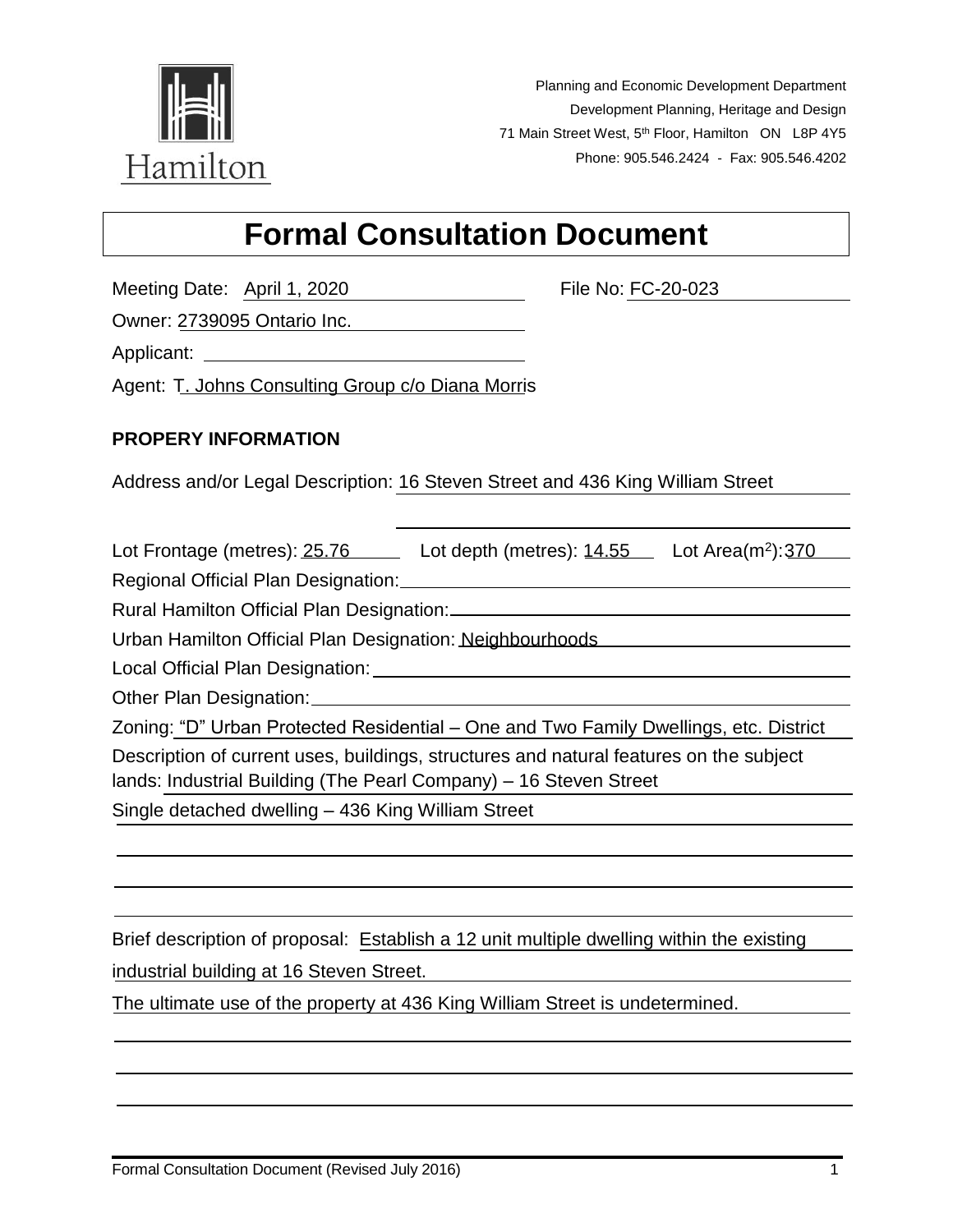Hamilton

Planning and Economic Development Department
Development Planning, Heritage and Design
71 Main Street West, 5th Floor, Hamilton ON L8P 4Y5
Phone: 905.546.2424 - Fax: 905.546.4202

# Formal Consultation Document

Meeting Date: April 1, 2020 File No: FC-20-023

Owner: 2739095 Ontario Inc.

Applicant:

Agent: T. Johns Consulting Group c/o Diana Morris

**PROPERY INFORMATION**

Address and/or Legal Description: 16 Steven Street and 436 King William Street

Lot Frontage (metres): 25.76 Lot depth (metres): 14.55 Lot Area($m^2$): 370

Regional Official Plan Designation:

Rural Hamilton Official Plan Designation:

Urban Hamilton Official Plan Designation: Neighbourhoods

Local Official Plan Designation:

Other Plan Designation:

Zoning: "D" Urban Protected Residential – One and Two Family Dwellings, etc. District

Description of current uses, buildings, structures and natural features on the subject lands: Industrial Building (The Pearl Company) – 16 Steven Street

Single detached dwelling – 436 King William Street

Brief description of proposal: Establish a 12 unit multiple dwelling within the existing industrial building at 16 Steven Street.

The ultimate use of the property at 436 King William Street is undetermined.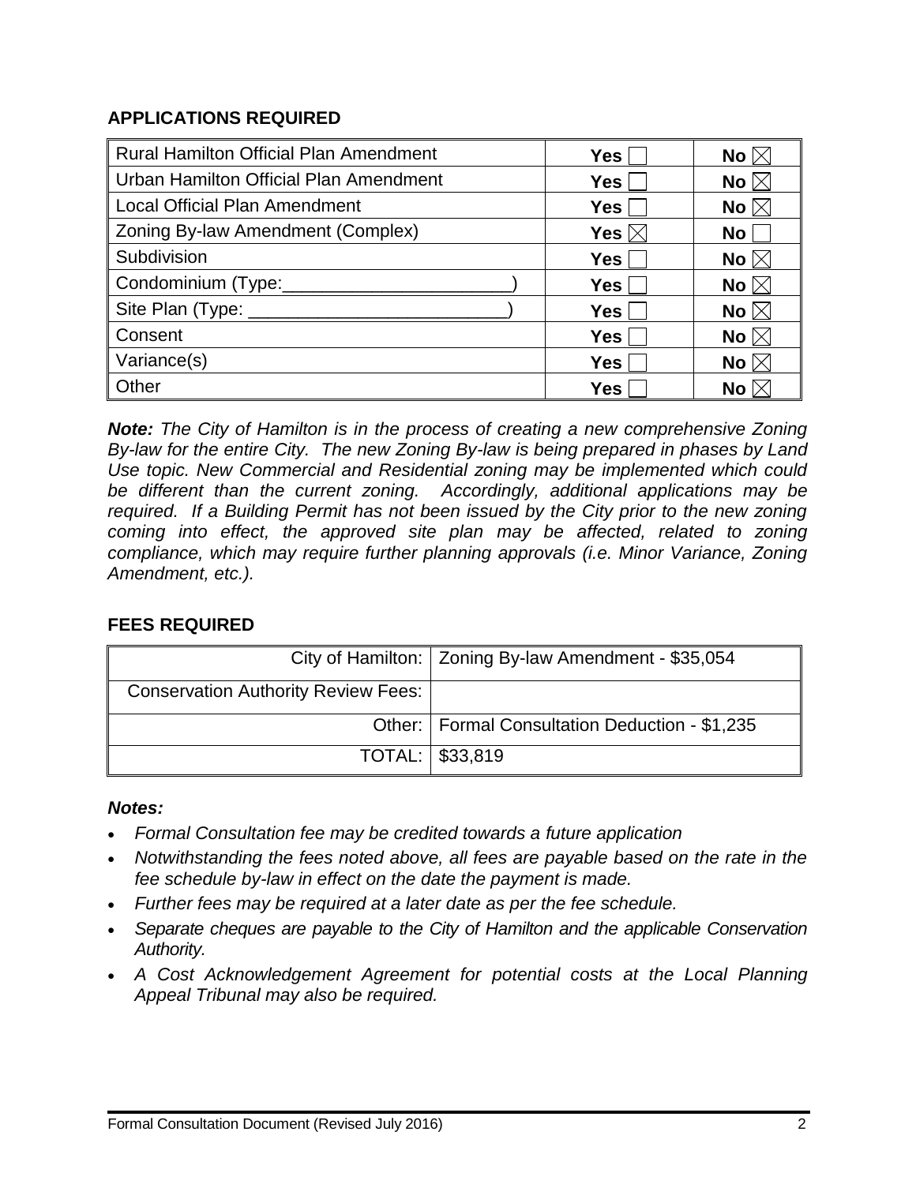## APPLICATIONS REQUIRED

| | | |
|---|---|---|
| Rural Hamilton Official Plan Amendment | Yes ☐ | No ☒ |
| Urban Hamilton Official Plan Amendment | Yes ☐ | No ☒ |
| Local Official Plan Amendment | Yes ☐ | No ☒ |
| Zoning By-law Amendment (Complex) | Yes ☒ | No ☐ |
| Subdivision | Yes ☐ | No ☒ |
| Condominium (Type:_______________________) | Yes ☐ | No ☒ |
| Site Plan (Type: _________________________) | Yes ☐ | No ☒ |
| Consent | Yes ☐ | No ☒ |
| Variance(s) | Yes ☐ | No ☒ |
| Other | Yes ☐ | No ☒ |

***Note:*** *The City of Hamilton is in the process of creating a new comprehensive Zoning By-law for the entire City. The new Zoning By-law is being prepared in phases by Land Use topic. New Commercial and Residential zoning may be implemented which could be different than the current zoning. Accordingly, additional applications may be required. If a Building Permit has not been issued by the City prior to the new zoning coming into effect, the approved site plan may be affected, related to zoning compliance, which may require further planning approvals (i.e. Minor Variance, Zoning Amendment, etc.).*

## FEES REQUIRED

| | |
|---|---|
| City of Hamilton: | Zoning By-law Amendment - $35,054 |
| Conservation Authority Review Fees: | |
| Other: | Formal Consultation Deduction - $1,235 |
| TOTAL: | $33,819 |

***Notes:***

- *Formal Consultation fee may be credited towards a future application*
- *Notwithstanding the fees noted above, all fees are payable based on the rate in the fee schedule by-law in effect on the date the payment is made.*
- *Further fees may be required at a later date as per the fee schedule.*
- *Separate cheques are payable to the City of Hamilton and the applicable Conservation Authority.*
- *A Cost Acknowledgement Agreement for potential costs at the Local Planning Appeal Tribunal may also be required.*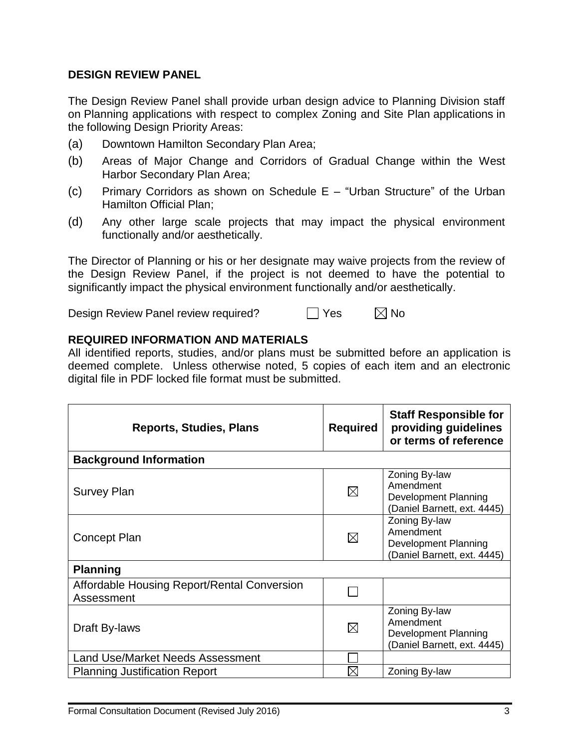## DESIGN REVIEW PANEL

The Design Review Panel shall provide urban design advice to Planning Division staff on Planning applications with respect to complex Zoning and Site Plan applications in the following Design Priority Areas:

(a) Downtown Hamilton Secondary Plan Area;

(b) Areas of Major Change and Corridors of Gradual Change within the West Harbor Secondary Plan Area;

(c) Primary Corridors as shown on Schedule E – "Urban Structure" of the Urban Hamilton Official Plan;

(d) Any other large scale projects that may impact the physical environment functionally and/or aesthetically.

The Director of Planning or his or her designate may waive projects from the review of the Design Review Panel, if the project is not deemed to have the potential to significantly impact the physical environment functionally and/or aesthetically.

Design Review Panel review required? ☐ Yes ☒ No

## REQUIRED INFORMATION AND MATERIALS

All identified reports, studies, and/or plans must be submitted before an application is deemed complete. Unless otherwise noted, 5 copies of each item and an electronic digital file in PDF locked file format must be submitted.

| Reports, Studies, Plans | Required | Staff Responsible for providing guidelines or terms of reference |
|---|---|---|
| **Background Information** | | |
| Survey Plan | ☒ | Zoning By-law Amendment Development Planning (Daniel Barnett, ext. 4445) |
| Concept Plan | ☒ | Zoning By-law Amendment Development Planning (Daniel Barnett, ext. 4445) |
| **Planning** | | |
| Affordable Housing Report/Rental Conversion Assessment | ☐ | |
| Draft By-laws | ☒ | Zoning By-law Amendment Development Planning (Daniel Barnett, ext. 4445) |
| Land Use/Market Needs Assessment | ☐ | |
| Planning Justification Report | ☒ | Zoning By-law |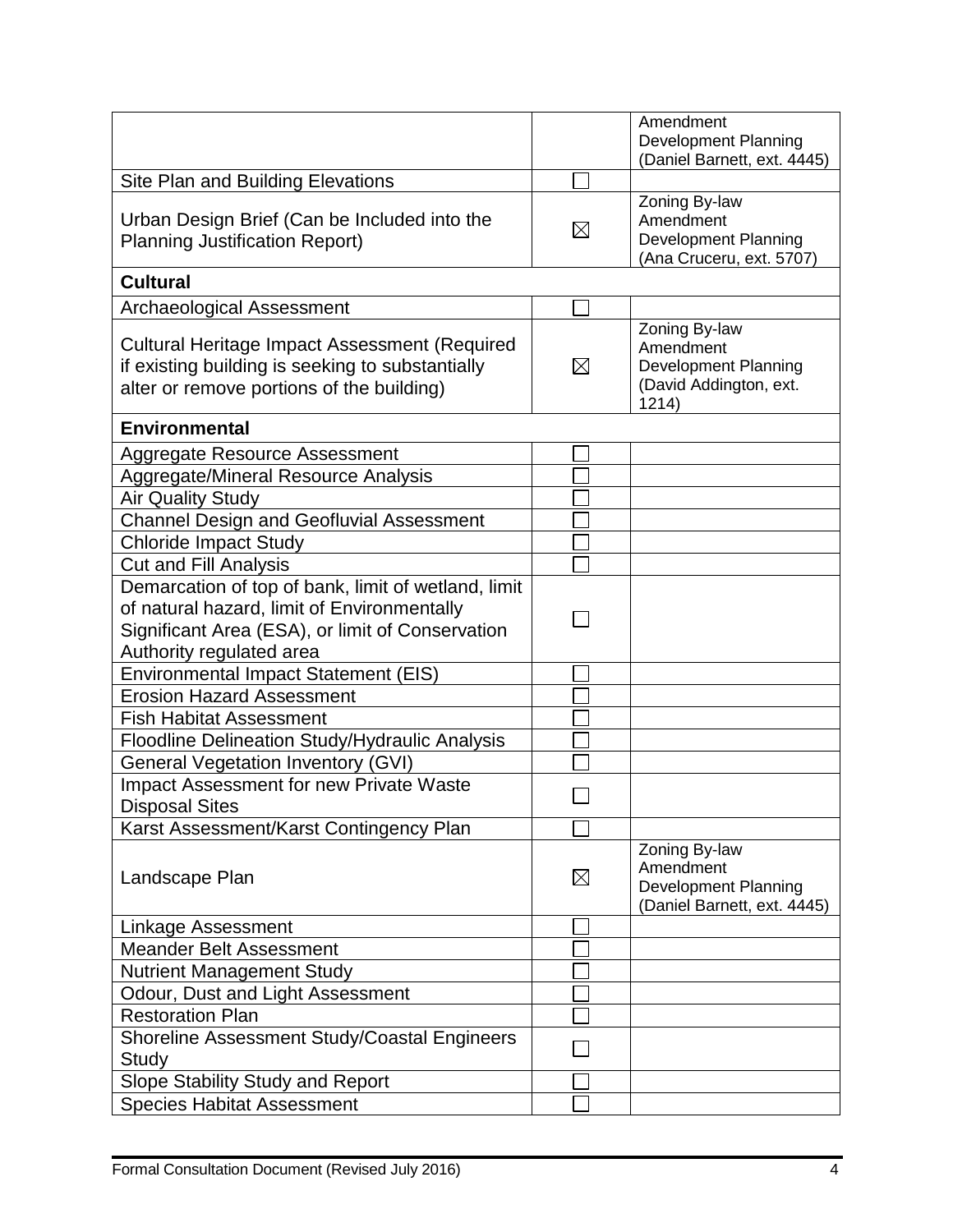| | | |
|---|---|---|
| | | Amendment Development Planning (Daniel Barnett, ext. 4445) |
| Site Plan and Building Elevations | ☐ | |
| Urban Design Brief (Can be Included into the Planning Justification Report) | ☒ | Zoning By-law Amendment Development Planning (Ana Cruceru, ext. 5707) |
| **Cultural** | | |
| Archaeological Assessment | ☐ | |
| Cultural Heritage Impact Assessment (Required if existing building is seeking to substantially alter or remove portions of the building) | ☒ | Zoning By-law Amendment Development Planning (David Addington, ext. 1214) |
| **Environmental** | | |
| Aggregate Resource Assessment | ☐ | |
| Aggregate/Mineral Resource Analysis | ☐ | |
| Air Quality Study | ☐ | |
| Channel Design and Geofluvial Assessment | ☐ | |
| Chloride Impact Study | ☐ | |
| Cut and Fill Analysis | ☐ | |
| Demarcation of top of bank, limit of wetland, limit of natural hazard, limit of Environmentally Significant Area (ESA), or limit of Conservation Authority regulated area | ☐ | |
| Environmental Impact Statement (EIS) | ☐ | |
| Erosion Hazard Assessment | ☐ | |
| Fish Habitat Assessment | ☐ | |
| Floodline Delineation Study/Hydraulic Analysis | ☐ | |
| General Vegetation Inventory (GVI) | ☐ | |
| Impact Assessment for new Private Waste Disposal Sites | ☐ | |
| Karst Assessment/Karst Contingency Plan | ☐ | |
| Landscape Plan | ☒ | Zoning By-law Amendment Development Planning (Daniel Barnett, ext. 4445) |
| Linkage Assessment | ☐ | |
| Meander Belt Assessment | ☐ | |
| Nutrient Management Study | ☐ | |
| Odour, Dust and Light Assessment | ☐ | |
| Restoration Plan | ☐ | |
| Shoreline Assessment Study/Coastal Engineers Study | ☐ | |
| Slope Stability Study and Report | ☐ | |
| Species Habitat Assessment | ☐ | |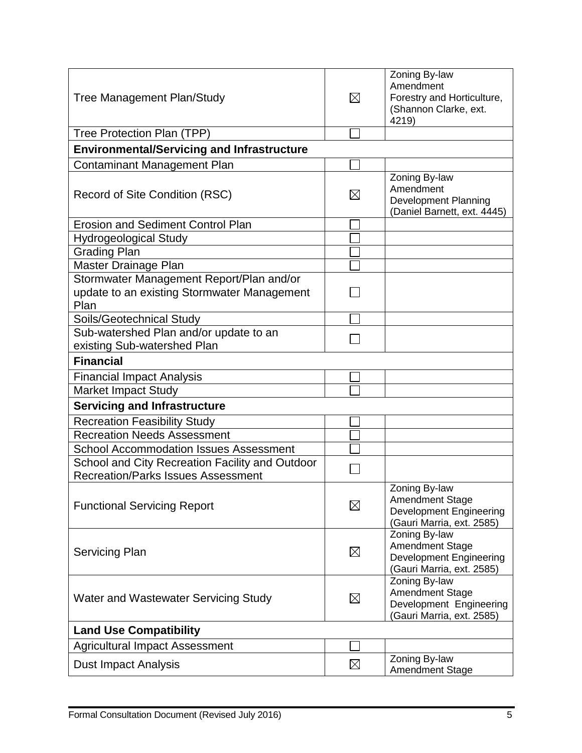| | | |
|---|---|---|
| Tree Management Plan/Study | ☒ | Zoning By-law Amendment Forestry and Horticulture, (Shannon Clarke, ext. 4219) |
| Tree Protection Plan (TPP) | ☐ | |
| **Environmental/Servicing and Infrastructure** | | |
| Contaminant Management Plan | ☐ | |
| Record of Site Condition (RSC) | ☒ | Zoning By-law Amendment Development Planning (Daniel Barnett, ext. 4445) |
| Erosion and Sediment Control Plan | ☐ | |
| Hydrogeological Study | ☐ | |
| Grading Plan | ☐ | |
| Master Drainage Plan | ☐ | |
| Stormwater Management Report/Plan and/or update to an existing Stormwater Management Plan | ☐ | |
| Soils/Geotechnical Study | ☐ | |
| Sub-watershed Plan and/or update to an existing Sub-watershed Plan | ☐ | |
| **Financial** | | |
| Financial Impact Analysis | ☐ | |
| Market Impact Study | ☐ | |
| **Servicing and Infrastructure** | | |
| Recreation Feasibility Study | ☐ | |
| Recreation Needs Assessment | ☐ | |
| School Accommodation Issues Assessment | ☐ | |
| School and City Recreation Facility and Outdoor Recreation/Parks Issues Assessment | ☐ | |
| Functional Servicing Report | ☒ | Zoning By-law Amendment Stage Development Engineering (Gauri Marria, ext. 2585) |
| Servicing Plan | ☒ | Zoning By-law Amendment Stage Development Engineering (Gauri Marria, ext. 2585) |
| Water and Wastewater Servicing Study | ☒ | Zoning By-law Amendment Stage Development Engineering (Gauri Marria, ext. 2585) |
| **Land Use Compatibility** | | |
| Agricultural Impact Assessment | ☐ | |
| Dust Impact Analysis | ☒ | Zoning By-law Amendment Stage |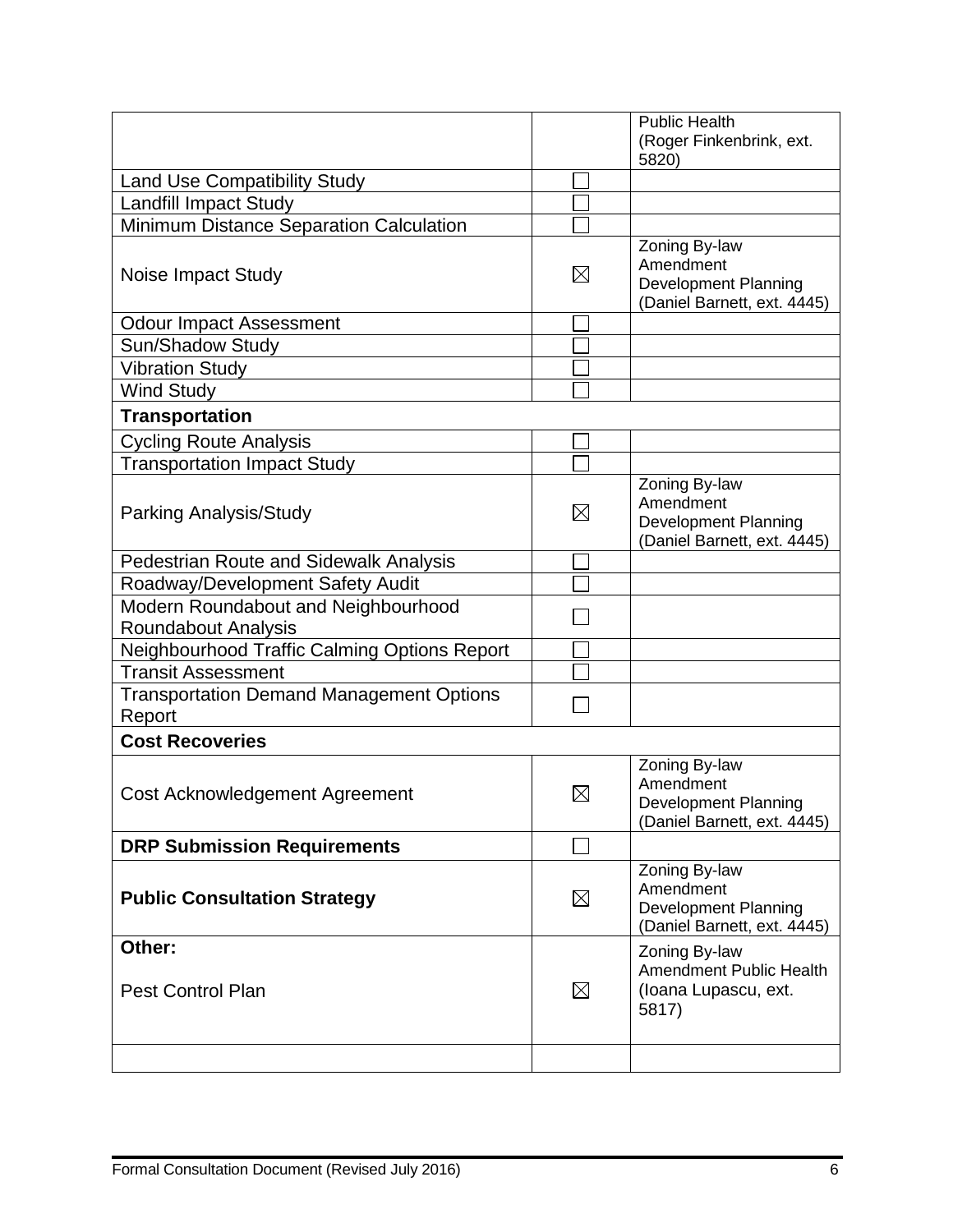| | | |
|---|---|---|
| | | Public Health (Roger Finkenbrink, ext. 5820) |
| Land Use Compatibility Study | ☐ | |
| Landfill Impact Study | ☐ | |
| Minimum Distance Separation Calculation | ☐ | |
| Noise Impact Study | ☒ | Zoning By-law Amendment Development Planning (Daniel Barnett, ext. 4445) |
| Odour Impact Assessment | ☐ | |
| Sun/Shadow Study | ☐ | |
| Vibration Study | ☐ | |
| Wind Study | ☐ | |
| **Transportation** | | |
| Cycling Route Analysis | ☐ | |
| Transportation Impact Study | ☐ | |
| Parking Analysis/Study | ☒ | Zoning By-law Amendment Development Planning (Daniel Barnett, ext. 4445) |
| Pedestrian Route and Sidewalk Analysis | ☐ | |
| Roadway/Development Safety Audit | ☐ | |
| Modern Roundabout and Neighbourhood Roundabout Analysis | ☐ | |
| Neighbourhood Traffic Calming Options Report | ☐ | |
| Transit Assessment | ☐ | |
| Transportation Demand Management Options Report | ☐ | |
| **Cost Recoveries** | | |
| Cost Acknowledgement Agreement | ☒ | Zoning By-law Amendment Development Planning (Daniel Barnett, ext. 4445) |
| **DRP Submission Requirements** | ☐ | |
| **Public Consultation Strategy** | ☒ | Zoning By-law Amendment Development Planning (Daniel Barnett, ext. 4445) |
| **Other:** Pest Control Plan | ☒ | Zoning By-law Amendment Public Health (Ioana Lupascu, ext. 5817) |
| | | |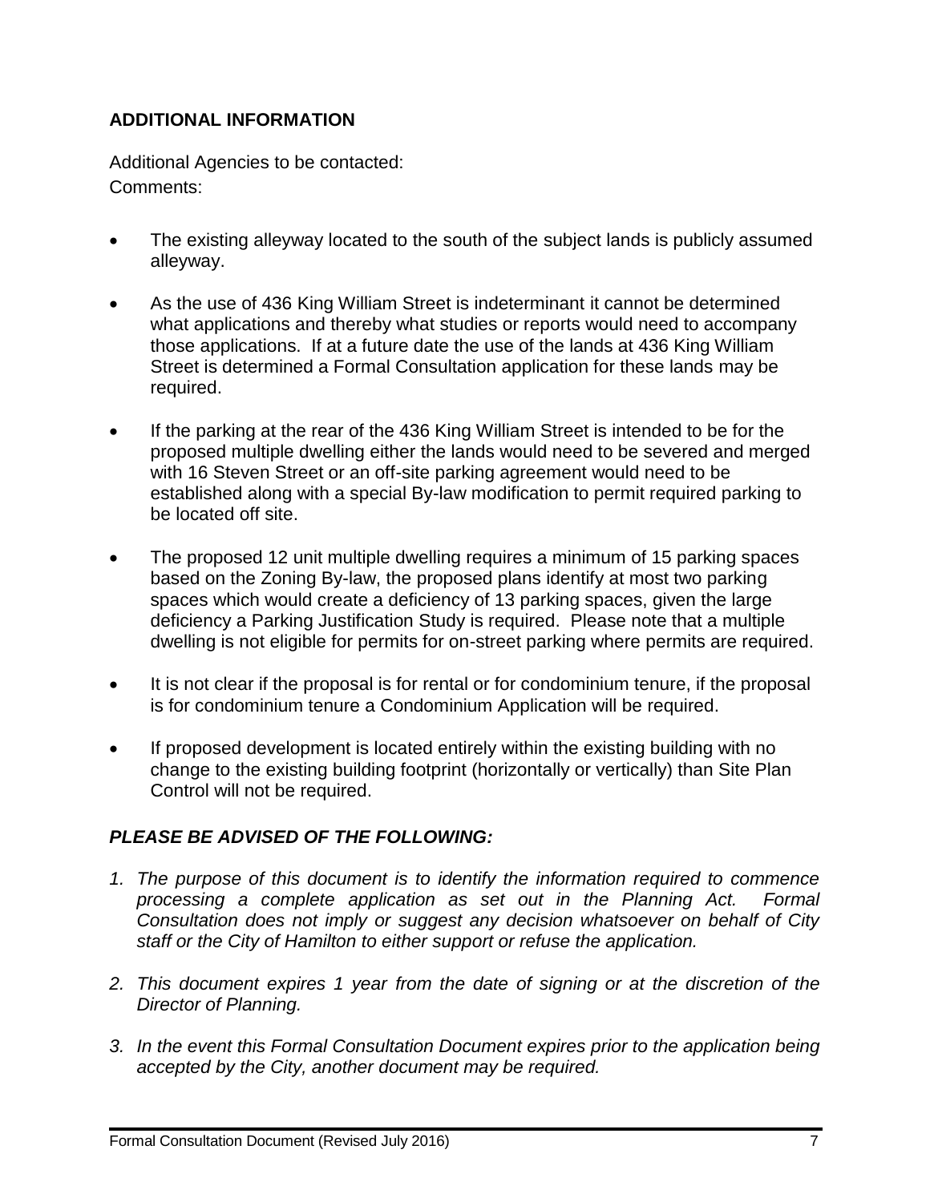## ADDITIONAL INFORMATION

Additional Agencies to be contacted:
Comments:

- The existing alleyway located to the south of the subject lands is publicly assumed alleyway.
- As the use of 436 King William Street is indeterminant it cannot be determined what applications and thereby what studies or reports would need to accompany those applications. If at a future date the use of the lands at 436 King William Street is determined a Formal Consultation application for these lands may be required.
- If the parking at the rear of the 436 King William Street is intended to be for the proposed multiple dwelling either the lands would need to be severed and merged with 16 Steven Street or an off-site parking agreement would need to be established along with a special By-law modification to permit required parking to be located off site.
- The proposed 12 unit multiple dwelling requires a minimum of 15 parking spaces based on the Zoning By-law, the proposed plans identify at most two parking spaces which would create a deficiency of 13 parking spaces, given the large deficiency a Parking Justification Study is required. Please note that a multiple dwelling is not eligible for permits for on-street parking where permits are required.
- It is not clear if the proposal is for rental or for condominium tenure, if the proposal is for condominium tenure a Condominium Application will be required.
- If proposed development is located entirely within the existing building with no change to the existing building footprint (horizontally or vertically) than Site Plan Control will not be required.

### *PLEASE BE ADVISED OF THE FOLLOWING:*

1. *The purpose of this document is to identify the information required to commence processing a complete application as set out in the Planning Act. Formal Consultation does not imply or suggest any decision whatsoever on behalf of City staff or the City of Hamilton to either support or refuse the application.*
2. *This document expires 1 year from the date of signing or at the discretion of the Director of Planning.*
3. *In the event this Formal Consultation Document expires prior to the application being accepted by the City, another document may be required.*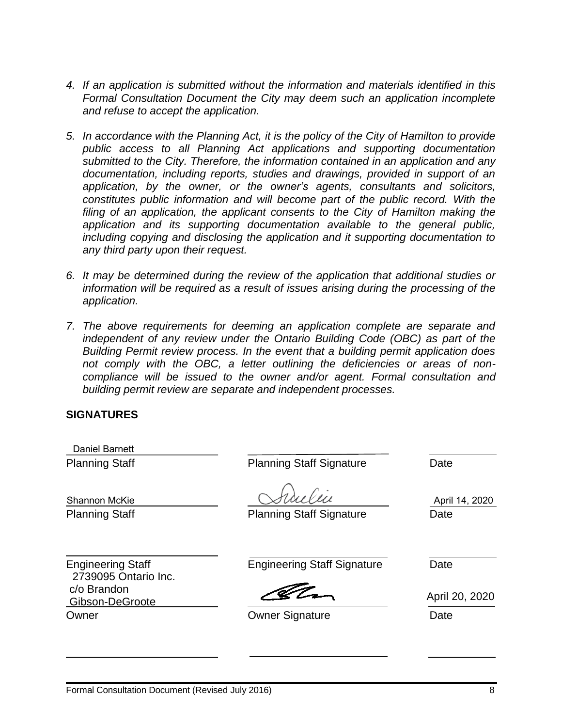*4. If an application is submitted without the information and materials identified in this Formal Consultation Document the City may deem such an application incomplete and refuse to accept the application.*

*5. In accordance with the Planning Act, it is the policy of the City of Hamilton to provide public access to all Planning Act applications and supporting documentation submitted to the City. Therefore, the information contained in an application and any documentation, including reports, studies and drawings, provided in support of an application, by the owner, or the owner's agents, consultants and solicitors, constitutes public information and will become part of the public record. With the filing of an application, the applicant consents to the City of Hamilton making the application and its supporting documentation available to the general public, including copying and disclosing the application and it supporting documentation to any third party upon their request.*

*6. It may be determined during the review of the application that additional studies or information will be required as a result of issues arising during the processing of the application.*

*7. The above requirements for deeming an application complete are separate and independent of any review under the Ontario Building Code (OBC) as part of the Building Permit review process. In the event that a building permit application does not comply with the OBC, a letter outlining the deficiencies or areas of non-compliance will be issued to the owner and/or agent. Formal consultation and building permit review are separate and independent processes.*

**SIGNATURES**

| Name | Signature | Date |
|---|---|---|
| Daniel Barnett | | |
| Planning Staff | Planning Staff Signature | Date |
| Shannon McKie | [signature] | April 14, 2020 |
| Planning Staff | Planning Staff Signature | Date |
| | | |
| Engineering Staff | Engineering Staff Signature | Date |
| 2739095 Ontario Inc. c/o Brandon Gibson-DeGroote | [signature] | April 20, 2020 |
| Owner | Owner Signature | Date |

Formal Consultation Document (Revised July 2016)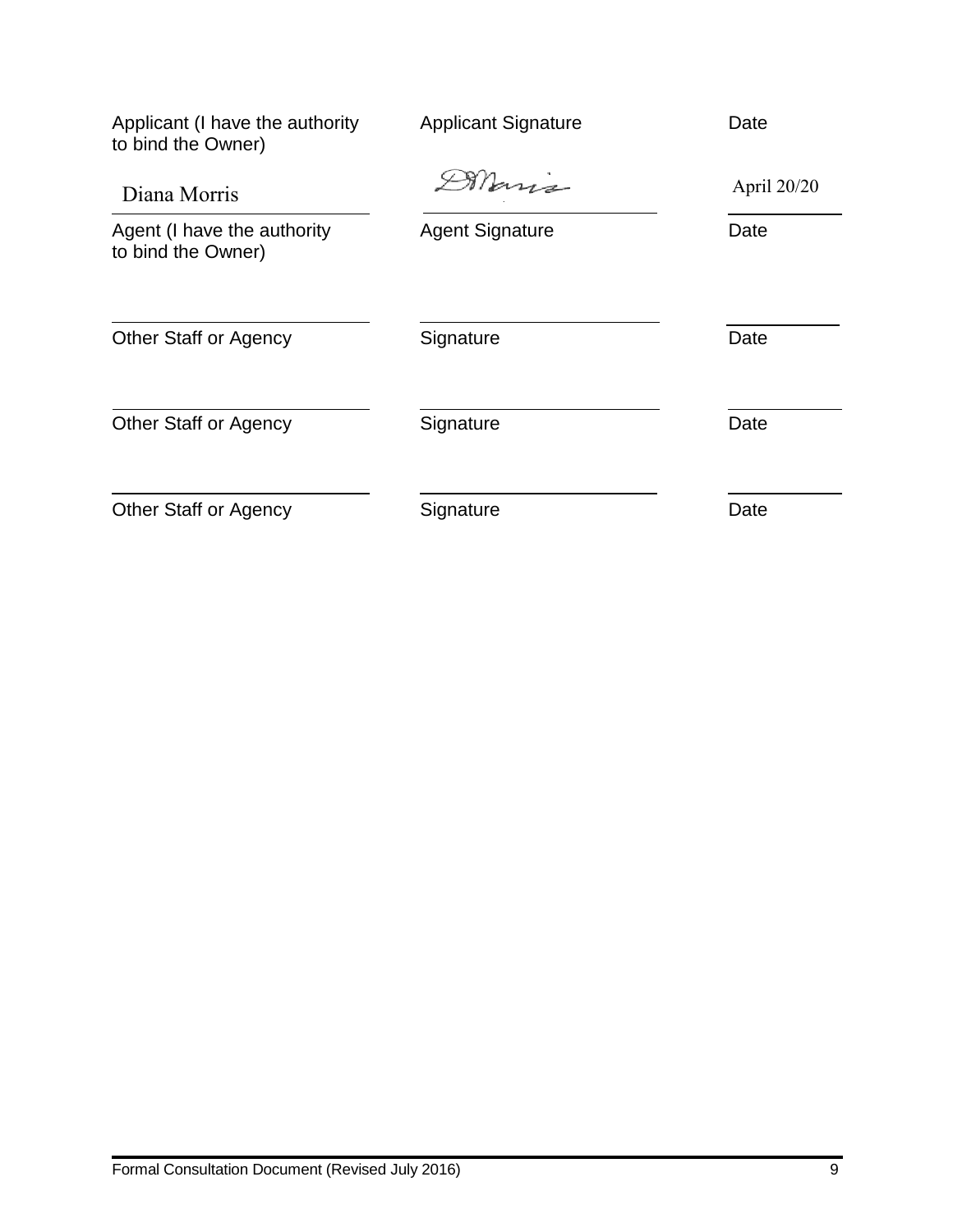| | | |
|---|---|---|
| Applicant (I have the authority to bind the Owner) | Applicant Signature | Date |
| Diana Morris | DMorris | April 20/20 |
| Agent (I have the authority to bind the Owner) | Agent Signature | Date |
| | | |
| Other Staff or Agency | Signature | Date |
| | | |
| Other Staff or Agency | Signature | Date |
| | | |
| Other Staff or Agency | Signature | Date |

Formal Consultation Document (Revised July 2016)